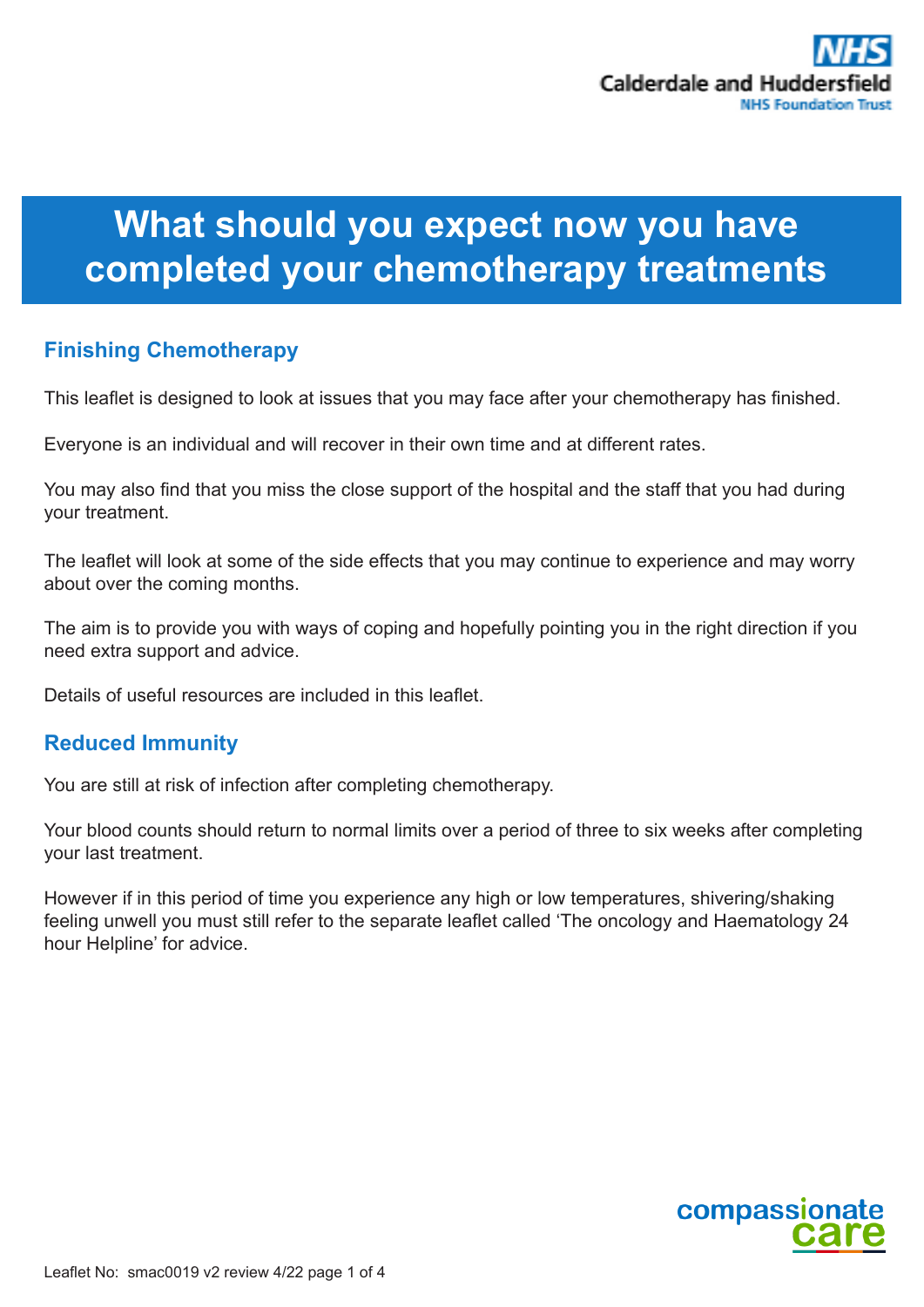# What should you expect now you have completed your chemotherapy treatments

## Finishing Chemotherapy

This leaflet is designed to look at issues that you may face after your chemotherapy has finished.

Everyone is an individual and will recover in their own time and at different rates.

You may also find that you miss the close support of the hospital and the staff that you had during your treatment.

The leaflet will look at some of the side effects that you may continue to experience and may worry about over the coming months.

The aim is to provide you with ways of coping and hopefully pointing you in the right direction if you need extra support and advice.

Details of useful resources are included in this leaflet.

## Reduced Immunity

You are still at risk of infection after completing chemotherapy.

Your blood counts should return to normal limits over a period of three to six weeks after completing your last treatment.

However if in this period of time you experience any high or low temperatures, shivering/shaking feeling unwell you must still refer to the separate leaflet called 'The oncology and Haematology 24 hour Helpline' for advice.

Leaflet No: smac0019 v2 review 4/22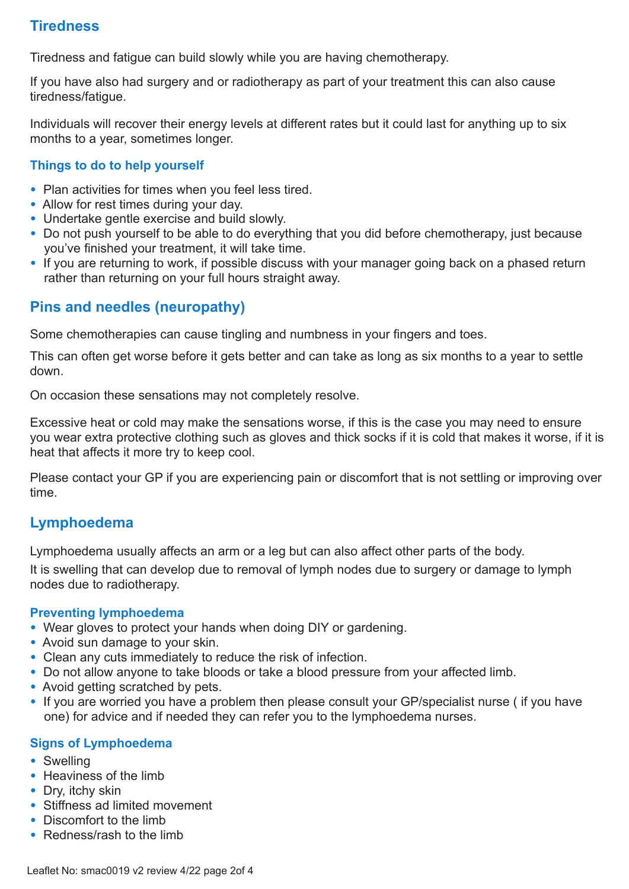## Tiredness

Tiredness and fatigue can build slowly while you are having chemotherapy.

If you have also had surgery and or radiotherapy as part of your treatment this can also cause tiredness/fatigue.

Individuals will recover their energy levels at different rates but it could last for anything up to six months to a year, sometimes longer.

### Things to do to help yourself

- Plan activities for times when you feel less tired.
- Allow for rest times during your day.
- Undertake gentle exercise and build slowly.
- Do not push yourself to be able to do everything that you did before chemotherapy, just because you've finished your treatment, it will take time.
- If you are returning to work, if possible discuss with your manager going back on a phased return rather than returning on your full hours straight away.

## Pins and needles (neuropathy)

Some chemotherapies can cause tingling and numbness in your fingers and toes.

This can often get worse before it gets better and can take as long as six months to a year to settle down.

On occasion these sensations may not completely resolve.

Excessive heat or cold may make the sensations worse, if this is the case you may need to ensure you wear extra protective clothing such as gloves and thick socks if it is cold that makes it worse, if it is heat that affects it more try to keep cool.

Please contact your GP if you are experiencing pain or discomfort that is not settling or improving over time.

## Lymphoedema

Lymphoedema usually affects an arm or a leg but can also affect other parts of the body.

It is swelling that can develop due to removal of lymph nodes due to surgery or damage to lymph nodes due to radiotherapy.

### Preventing lymphoedema

- Wear gloves to protect your hands when doing DIY or gardening.
- Avoid sun damage to your skin.
- Clean any cuts immediately to reduce the risk of infection.
- Do not allow anyone to take bloods or take a blood pressure from your affected limb.
- Avoid getting scratched by pets.
- If you are worried you have a problem then please consult your GP/specialist nurse ( if you have one) for advice and if needed they can refer you to the lymphoedema nurses.

### Signs of Lymphoedema

- Swelling
- Heaviness of the limb
- Dry, itchy skin
- Stiffness ad limited movement
- Discomfort to the limb
- Redness/rash to the limb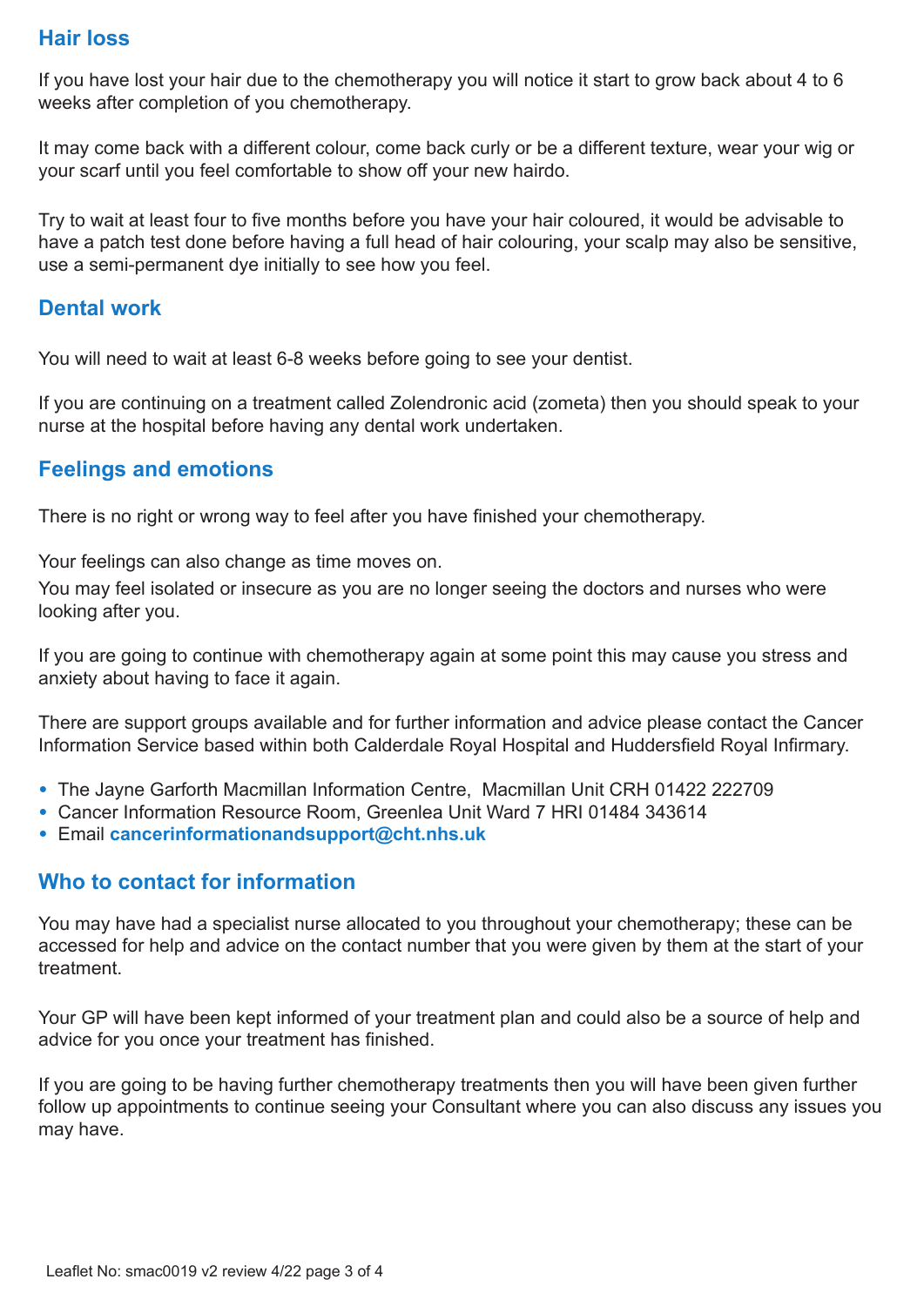## Hair loss

If you have lost your hair due to the chemotherapy you will notice it start to grow back about 4 to 6 weeks after completion of you chemotherapy.

It may come back with a different colour, come back curly or be a different texture, wear your wig or your scarf until you feel comfortable to show off your new hairdo.

Try to wait at least four to five months before you have your hair coloured, it would be advisable to have a patch test done before having a full head of hair colouring, your scalp may also be sensitive, use a semi-permanent dye initially to see how you feel.

## Dental work

You will need to wait at least 6-8 weeks before going to see your dentist.

If you are continuing on a treatment called Zolendronic acid (zometa) then you should speak to your nurse at the hospital before having any dental work undertaken.

## Feelings and emotions

There is no right or wrong way to feel after you have finished your chemotherapy.

Your feelings can also change as time moves on.

You may feel isolated or insecure as you are no longer seeing the doctors and nurses who were looking after you.

If you are going to continue with chemotherapy again at some point this may cause you stress and anxiety about having to face it again.

There are support groups available and for further information and advice please contact the Cancer Information Service based within both Calderdale Royal Hospital and Huddersfield Royal Infirmary.

- The Jayne Garforth Macmillan Information Centre, Macmillan Unit CRH 01422 222709
- Cancer Information Resource Room, Greenlea Unit Ward 7 HRI 01484 343614
- Email **cancerinformationandsupport@cht.nhs.uk**

## Who to contact for information

You may have had a specialist nurse allocated to you throughout your chemotherapy; these can be accessed for help and advice on the contact number that you were given by them at the start of your treatment.

Your GP will have been kept informed of your treatment plan and could also be a source of help and advice for you once your treatment has finished.

If you are going to be having further chemotherapy treatments then you will have been given further follow up appointments to continue seeing your Consultant where you can also discuss any issues you may have.

Leaflet No: smac0019 v2 review 4/22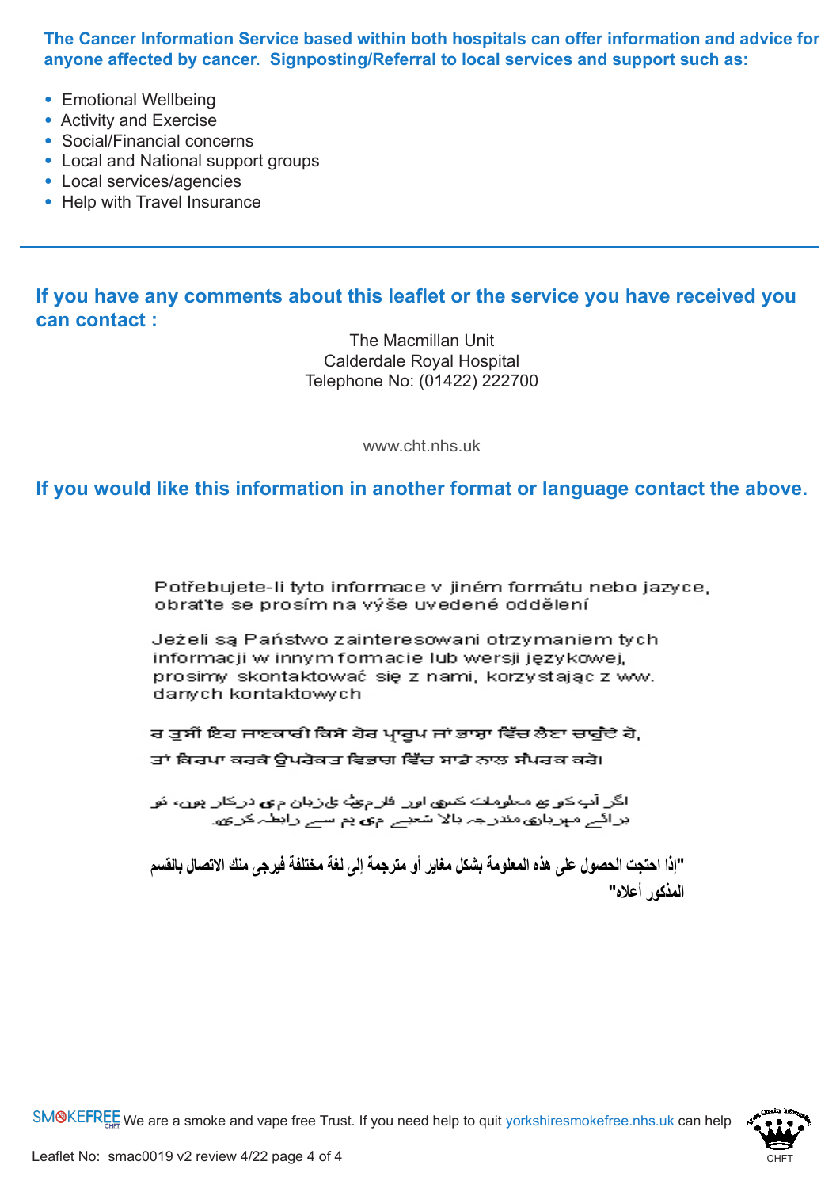**The Cancer Information Service based within both hospitals can offer information and advice for anyone affected by cancer. Signposting/Referral to local services and support such as:**

- Emotional Wellbeing
- Activity and Exercise
- Social/Financial concerns
- Local and National support groups
- Local services/agencies
- Help with Travel Insurance

---

## If you have any comments about this leaflet or the service you have received you can contact :

The Macmillan Unit
Calderdale Royal Hospital
Telephone No: (01422) 222700

www.cht.nhs.uk

## If you would like this information in another format or language contact the above.

Potřebujete-li tyto informace v jiném formátu nebo jazyce, obraťte se prosím na výše uvedené oddělení

Jeżeli są Państwo zainteresowani otrzymaniem tych informacji w innym fomacie lub wersji językowej, prosimy skontaktować się z nami, korzystając z ww. danych kontaktowych

ਜੇ ਤੁਸੀਂ ਇਹ ਜਾਣਕਾਰੀ ਕਿਸੇ ਹੋਰ ਪ੍ਰਾਰੂਪ ਜਾਂ ਭਾਸ਼ਾ ਵਿੱਚ ਲੈਣਾ ਚਾਹੁੰਦੇ ਹੋ, ਤਾਂ ਕਿਰਪਾ ਕਰਕੇ ਉਪਰੋਕਤ ਵਿਭਾਗ ਵਿੱਚ ਸਾਡੇ ਨਾਲ ਸੰਪਰਕ ਕਰੋ।

اگر آپ کو یہ معلومات کسی اور فارمیٹ یا زبان میں درکار ہوں، تو برائے مہربانی مندرجہ بالا شعبے میں ہم سے رابطہ کریں۔

**"إذا احتجت الحصول على هذه المعلومة بشكل مغاير أو مترجمة إلى لغة مختلفة فيرجى منك الاتصال بالقسم المذكور أعلاه"**

SMOKEFREE We are a smoke and vape free Trust. If you need help to quit yorkshiresmokefree.nhs.uk can help

Leaflet No: smac0019 v2 review 4/22